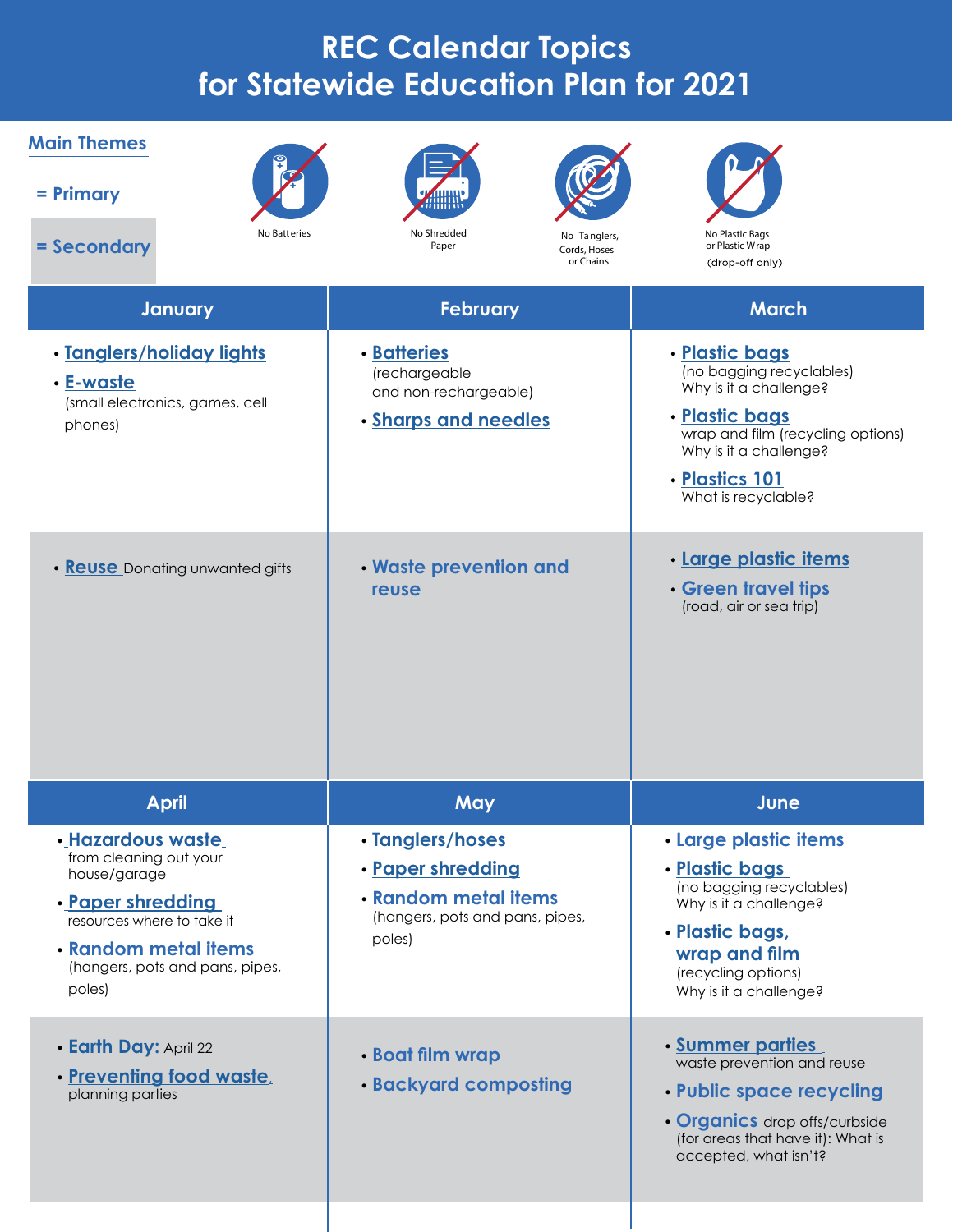# REC Calendar Topics for Statewide Education Plan for 2021

**Main Themes**

= Primary

= Secondary

No Batteries

No Shredded Paper

No Tanglers, Cords, Hoses or Chains

No Plastic Bags or Plastic Wrap (drop-off only)

| | January | February | March |
|---|---|---|---|
| Primary | • **Tanglers/holiday lights**<br>• **E-waste** (small electronics, games, cell phones) | • **Batteries** (rechargeable and non-rechargeable)<br>• **Sharps and needles** | • **Plastic bags** (no bagging recyclables) Why is it a challenge?<br>• **Plastic bags** wrap and film (recycling options) Why is it a challenge?<br>• **Plastics 101** What is recyclable? |
| Secondary | • **Reuse** Donating unwanted gifts | • **Waste prevention and reuse** | • **Large plastic items**<br>• **Green travel tips** (road, air or sea trip) |

| | April | May | June |
|---|---|---|---|
| Primary | • **Hazardous waste** from cleaning out your house/garage<br>• **Paper shredding** resources where to take it<br>• **Random metal items** (hangers, pots and pans, pipes, poles) | • **Tanglers/hoses**<br>• **Paper shredding**<br>• **Random metal items** (hangers, pots and pans, pipes, poles) | • **Large plastic items**<br>• **Plastic bags** (no bagging recyclables) Why is it a challenge?<br>• **Plastic bags, wrap and film** (recycling options) Why is it a challenge? |
| Secondary | • **Earth Day:** April 22<br>• **Preventing food waste,** planning parties | • **Boat film wrap**<br>• **Backyard composting** | • **Summer parties** waste prevention and reuse<br>• **Public space recycling**<br>• **Organics** drop offs/curbside (for areas that have it): What is accepted, what isn't? |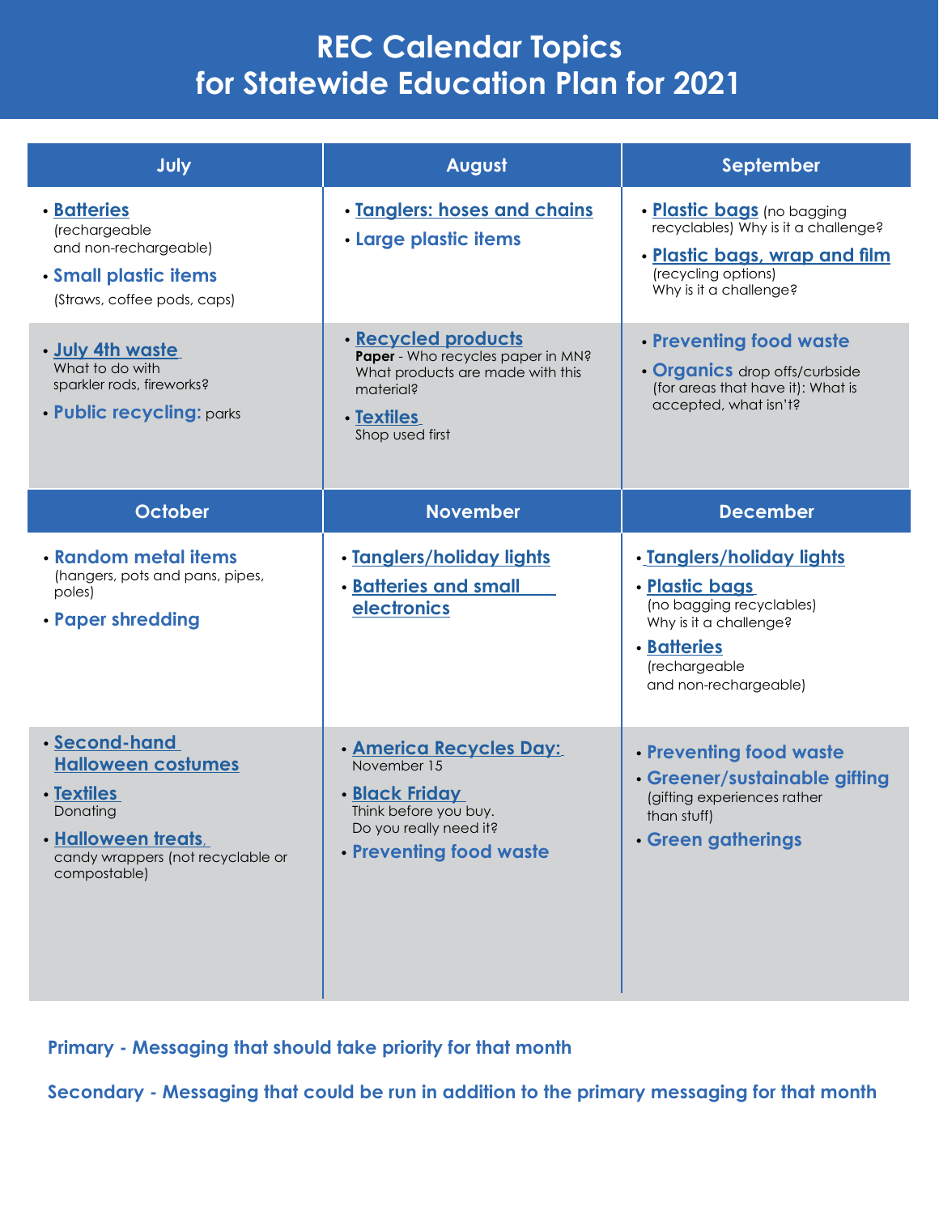# REC Calendar Topics for Statewide Education Plan for 2021

| July | August | September |
|---|---|---|
| • **Batteries** (rechargeable and non-rechargeable)<br>• **Small plastic items** (Straws, coffee pods, caps) | • **Tanglers: hoses and chains**<br>• **Large plastic items** | • **Plastic bags** (no bagging recyclables) Why is it a challenge?<br>• **Plastic bags, wrap and film** (recycling options) Why is it a challenge? |
| • **July 4th waste** What to do with sparkler rods, fireworks?<br>• **Public recycling:** parks | • **Recycled products** **Paper** - Who recycles paper in MN? What products are made with this material?<br>• **Textiles** Shop used first | • **Preventing food waste**<br>• **Organics** drop offs/curbside (for areas that have it): What is accepted, what isn't? |

| October | November | December |
|---|---|---|
| • **Random metal items** (hangers, pots and pans, pipes, poles)<br>• **Paper shredding** | • **Tanglers/holiday lights**<br>• **Batteries and small electronics** | • **Tanglers/holiday lights**<br>• **Plastic bags** (no bagging recyclables) Why is it a challenge?<br>• **Batteries** (rechargeable and non-rechargeable) |
| • **Second-hand Halloween costumes**<br>• **Textiles** Donating<br>• **Halloween treats,** candy wrappers (not recyclable or compostable) | • **America Recycles Day:** November 15<br>• **Black Friday** Think before you buy. Do you really need it?<br>• **Preventing food waste** | • **Preventing food waste**<br>• **Greener/sustainable gifting** (gifting experiences rather than stuff)<br>• **Green gatherings** |

**Primary - Messaging that should take priority for that month**

**Secondary - Messaging that could be run in addition to the primary messaging for that month**